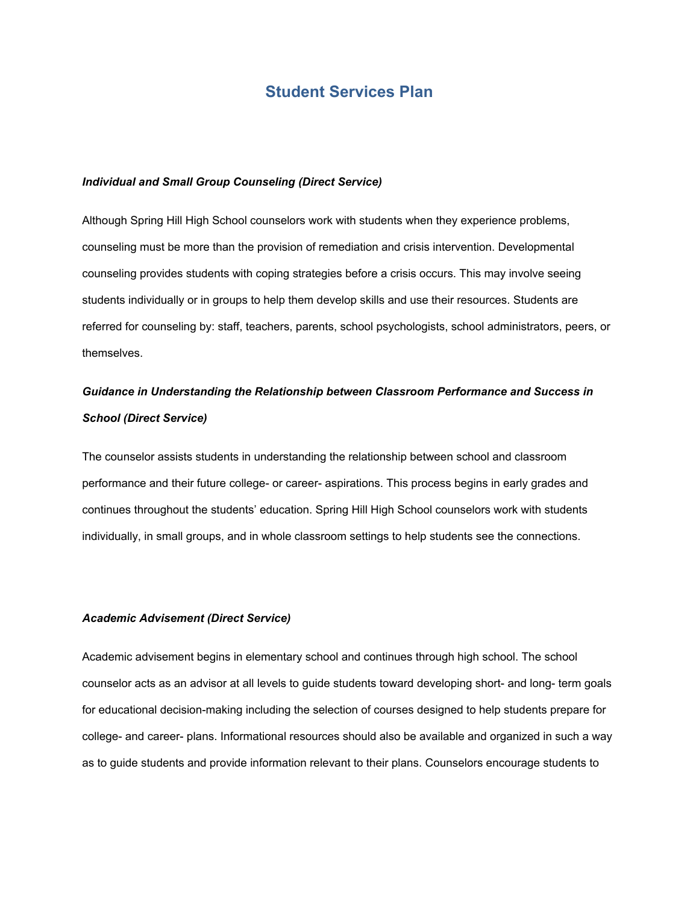# Student Services Plan

***Individual and Small Group Counseling (Direct Service)***

Although Spring Hill High School counselors work with students when they experience problems, counseling must be more than the provision of remediation and crisis intervention. Developmental counseling provides students with coping strategies before a crisis occurs. This may involve seeing students individually or in groups to help them develop skills and use their resources. Students are referred for counseling by: staff, teachers, parents, school psychologists, school administrators, peers, or themselves.

***Guidance in Understanding the Relationship between Classroom Performance and Success in School (Direct Service)***

The counselor assists students in understanding the relationship between school and classroom performance and their future college- or career- aspirations. This process begins in early grades and continues throughout the students' education. Spring Hill High School counselors work with students individually, in small groups, and in whole classroom settings to help students see the connections.

***Academic Advisement (Direct Service)***

Academic advisement begins in elementary school and continues through high school. The school counselor acts as an advisor at all levels to guide students toward developing short- and long- term goals for educational decision-making including the selection of courses designed to help students prepare for college- and career- plans. Informational resources should also be available and organized in such a way as to guide students and provide information relevant to their plans. Counselors encourage students to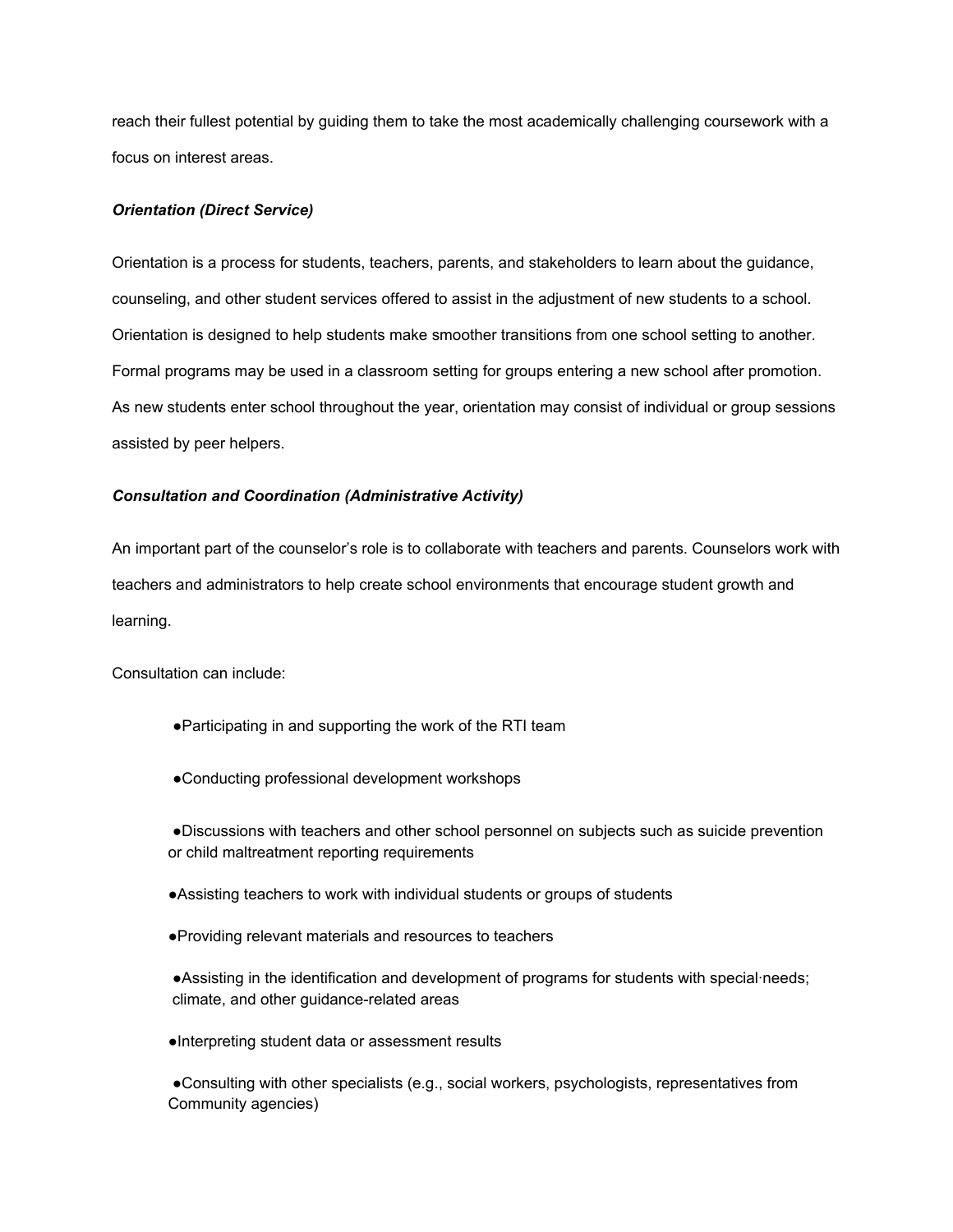reach their fullest potential by guiding them to take the most academically challenging coursework with a focus on interest areas.

***Orientation (Direct Service)***

Orientation is a process for students, teachers, parents, and stakeholders to learn about the guidance, counseling, and other student services offered to assist in the adjustment of new students to a school. Orientation is designed to help students make smoother transitions from one school setting to another. Formal programs may be used in a classroom setting for groups entering a new school after promotion. As new students enter school throughout the year, orientation may consist of individual or group sessions assisted by peer helpers.

***Consultation and Coordination (Administrative Activity)***

An important part of the counselor's role is to collaborate with teachers and parents. Counselors work with teachers and administrators to help create school environments that encourage student growth and learning.

Consultation can include:

- Participating in and supporting the work of the RTI team
- Conducting professional development workshops
- Discussions with teachers and other school personnel on subjects such as suicide prevention or child maltreatment reporting requirements
- Assisting teachers to work with individual students or groups of students
- Providing relevant materials and resources to teachers
- Assisting in the identification and development of programs for students with special·needs; climate, and other guidance-related areas
- Interpreting student data or assessment results
- Consulting with other specialists (e.g., social workers, psychologists, representatives from Community agencies)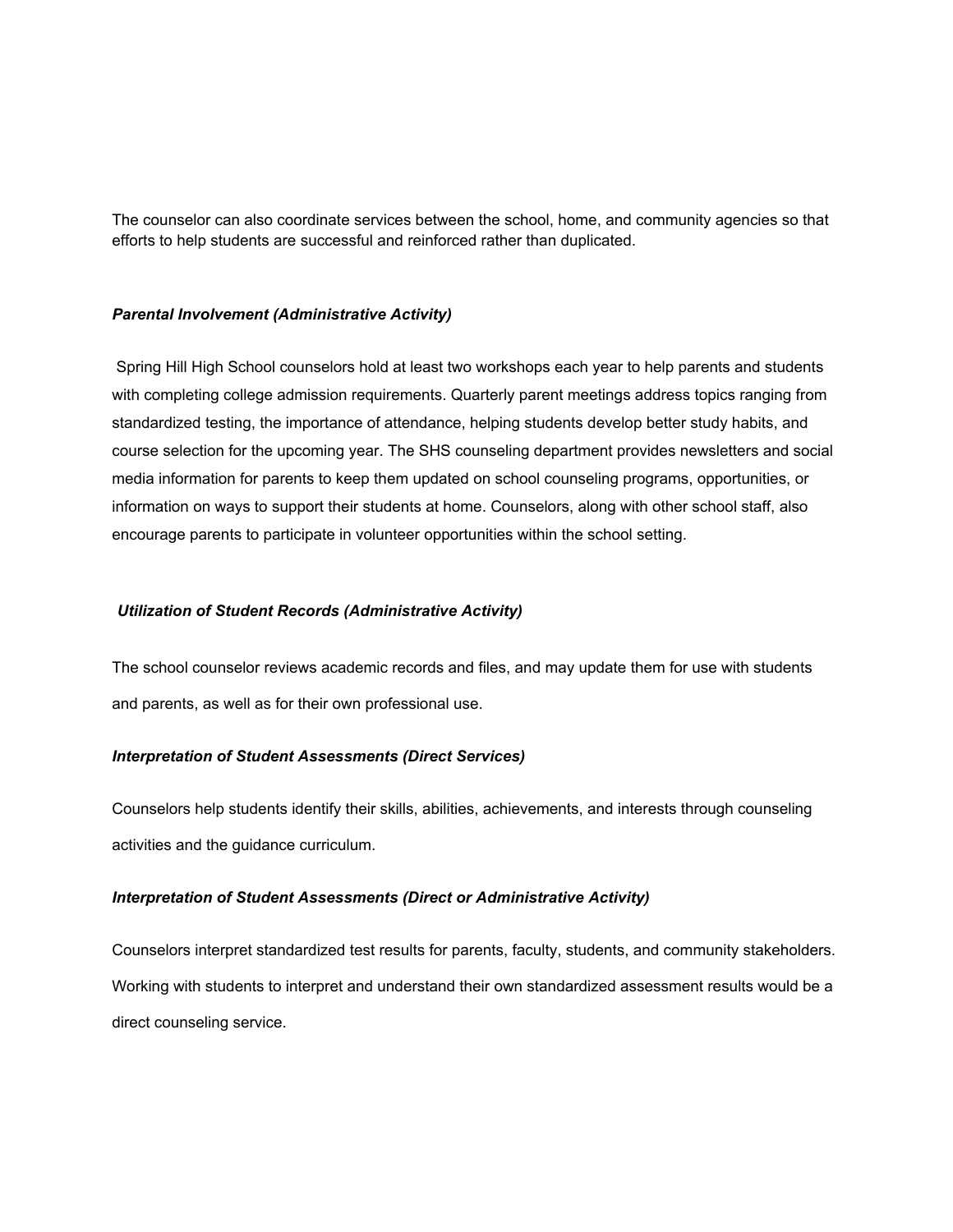The counselor can also coordinate services between the school, home, and community agencies so that efforts to help students are successful and reinforced rather than duplicated.

***Parental Involvement (Administrative Activity)***

Spring Hill High School counselors hold at least two workshops each year to help parents and students with completing college admission requirements. Quarterly parent meetings address topics ranging from standardized testing, the importance of attendance, helping students develop better study habits, and course selection for the upcoming year. The SHS counseling department provides newsletters and social media information for parents to keep them updated on school counseling programs, opportunities, or information on ways to support their students at home. Counselors, along with other school staff, also encourage parents to participate in volunteer opportunities within the school setting.

***Utilization of Student Records (Administrative Activity)***

The school counselor reviews academic records and files, and may update them for use with students and parents, as well as for their own professional use.

***Interpretation of Student Assessments (Direct Services)***

Counselors help students identify their skills, abilities, achievements, and interests through counseling activities and the guidance curriculum.

***Interpretation of Student Assessments (Direct or Administrative Activity)***

Counselors interpret standardized test results for parents, faculty, students, and community stakeholders. Working with students to interpret and understand their own standardized assessment results would be a direct counseling service.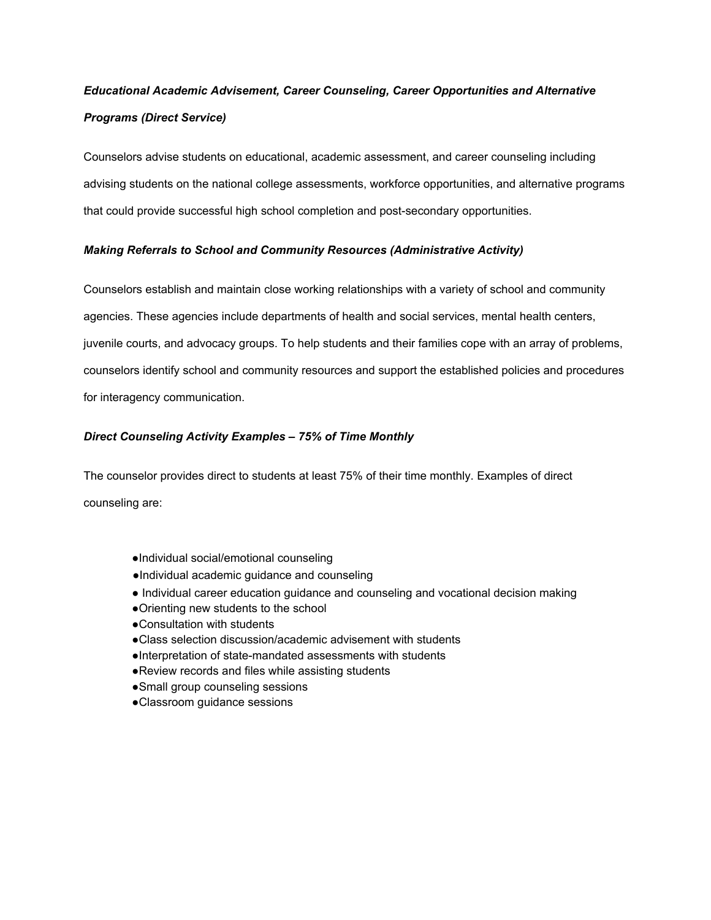***Educational Academic Advisement, Career Counseling, Career Opportunities and Alternative Programs (Direct Service)***

Counselors advise students on educational, academic assessment, and career counseling including advising students on the national college assessments, workforce opportunities, and alternative programs that could provide successful high school completion and post-secondary opportunities.

***Making Referrals to School and Community Resources (Administrative Activity)***

Counselors establish and maintain close working relationships with a variety of school and community agencies. These agencies include departments of health and social services, mental health centers, juvenile courts, and advocacy groups. To help students and their families cope with an array of problems, counselors identify school and community resources and support the established policies and procedures for interagency communication.

***Direct Counseling Activity Examples – 75% of Time Monthly***

The counselor provides direct to students at least 75% of their time monthly. Examples of direct counseling are:

- Individual social/emotional counseling
- Individual academic guidance and counseling
- Individual career education guidance and counseling and vocational decision making
- Orienting new students to the school
- Consultation with students
- Class selection discussion/academic advisement with students
- Interpretation of state-mandated assessments with students
- Review records and files while assisting students
- Small group counseling sessions
- Classroom guidance sessions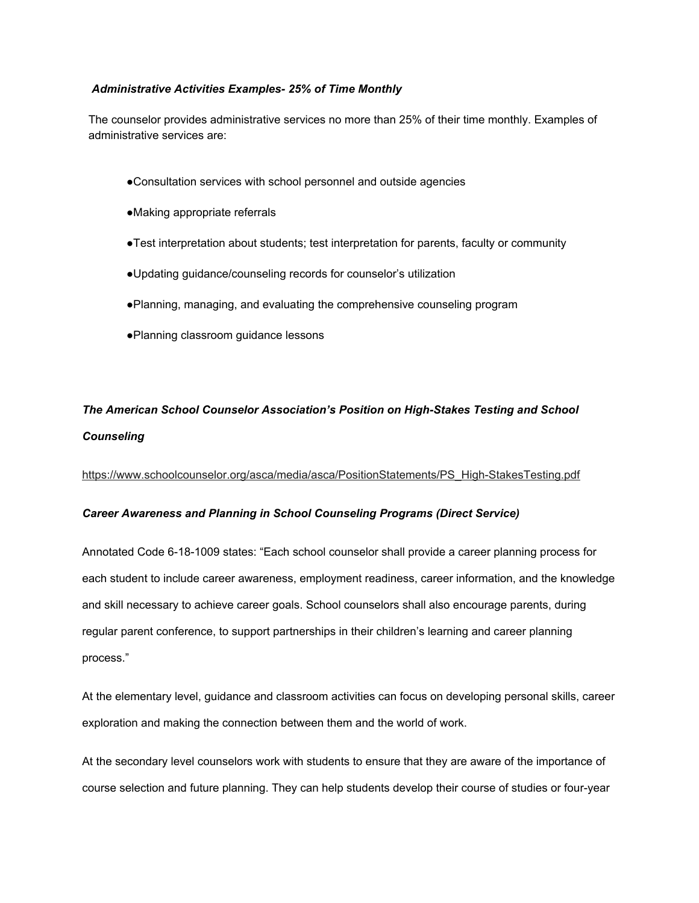### *Administrative Activities Examples- 25% of Time Monthly*

The counselor provides administrative services no more than 25% of their time monthly. Examples of administrative services are:

- Consultation services with school personnel and outside agencies
- Making appropriate referrals
- Test interpretation about students; test interpretation for parents, faculty or community
- Updating guidance/counseling records for counselor's utilization
- Planning, managing, and evaluating the comprehensive counseling program
- Planning classroom guidance lessons

### *The American School Counselor Association's Position on High-Stakes Testing and School Counseling*

https://www.schoolcounselor.org/asca/media/asca/PositionStatements/PS_High-StakesTesting.pdf

### *Career Awareness and Planning in School Counseling Programs (Direct Service)*

Annotated Code 6-18-1009 states: "Each school counselor shall provide a career planning process for each student to include career awareness, employment readiness, career information, and the knowledge and skill necessary to achieve career goals. School counselors shall also encourage parents, during regular parent conference, to support partnerships in their children's learning and career planning process."

At the elementary level, guidance and classroom activities can focus on developing personal skills, career exploration and making the connection between them and the world of work.

At the secondary level counselors work with students to ensure that they are aware of the importance of course selection and future planning. They can help students develop their course of studies or four-year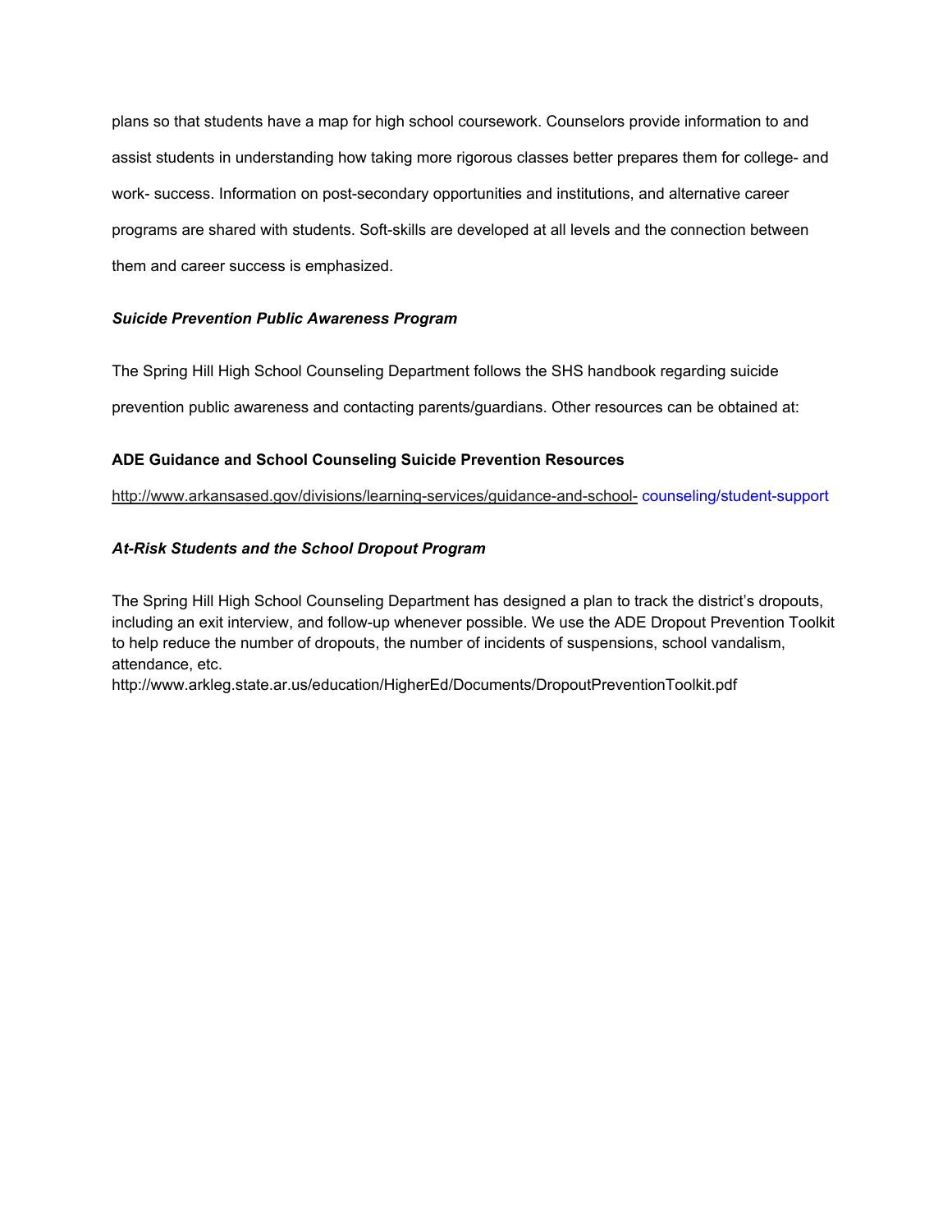plans so that students have a map for high school coursework. Counselors provide information to and assist students in understanding how taking more rigorous classes better prepares them for college- and work- success. Information on post-secondary opportunities and institutions, and alternative career programs are shared with students. Soft-skills are developed at all levels and the connection between them and career success is emphasized.

***Suicide Prevention Public Awareness Program***

The Spring Hill High School Counseling Department follows the SHS handbook regarding suicide prevention public awareness and contacting parents/guardians. Other resources can be obtained at:

**ADE Guidance and School Counseling Suicide Prevention Resources**

http://www.arkansased.gov/divisions/learning-services/guidance-and-school- counseling/student-support

***At-Risk Students and the School Dropout Program***

The Spring Hill High School Counseling Department has designed a plan to track the district's dropouts, including an exit interview, and follow-up whenever possible. We use the ADE Dropout Prevention Toolkit to help reduce the number of dropouts, the number of incidents of suspensions, school vandalism, attendance, etc.
http://www.arkleg.state.ar.us/education/HigherEd/Documents/DropoutPreventionToolkit.pdf